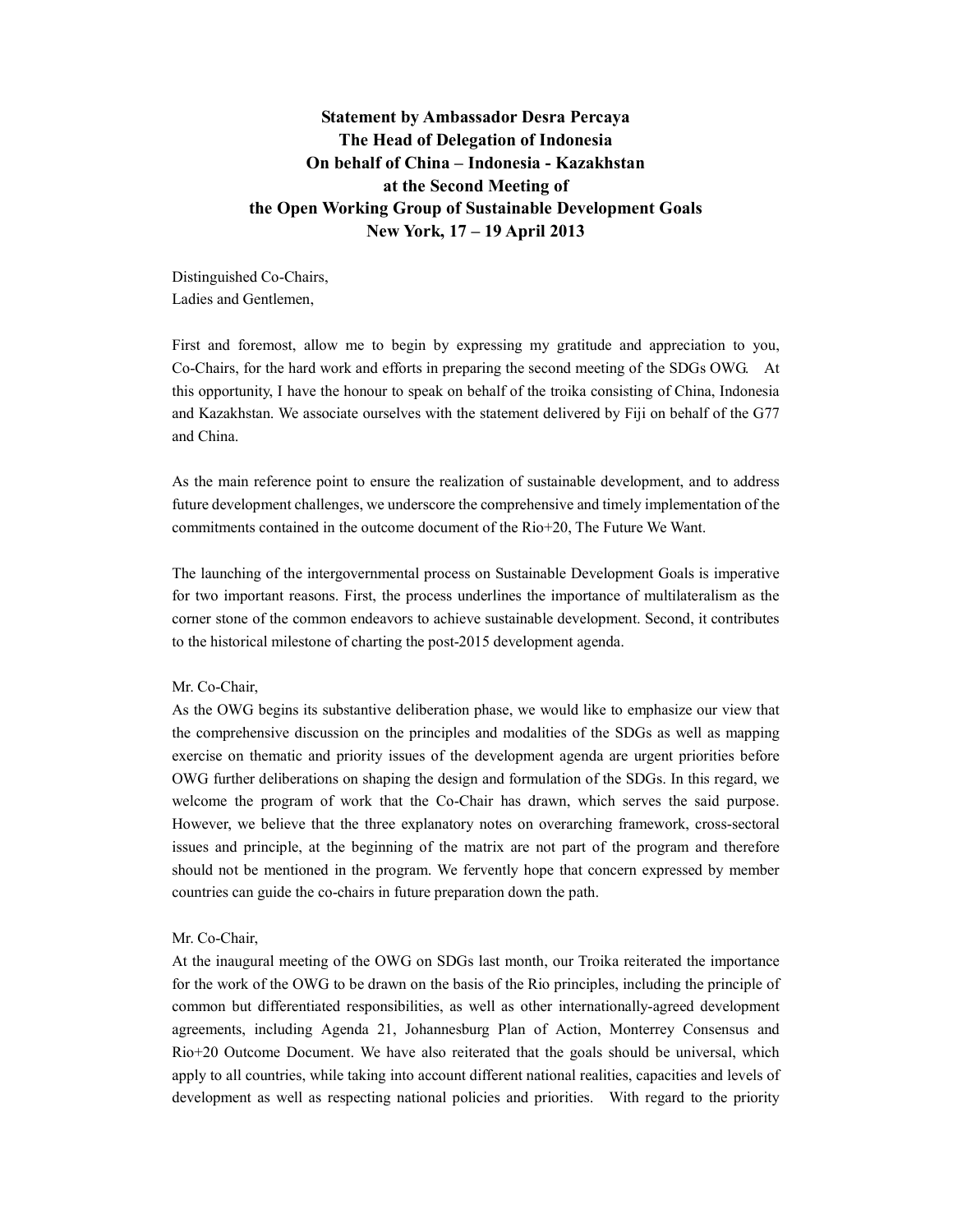**Statement by Ambassador Desra Percaya**
**The Head of Delegation of Indonesia**
**On behalf of China – Indonesia - Kazakhstan**
**at the Second Meeting of**
**the Open Working Group of Sustainable Development Goals**
**New York, 17 – 19 April 2013**

Distinguished Co-Chairs,
Ladies and Gentlemen,

First and foremost, allow me to begin by expressing my gratitude and appreciation to you, Co-Chairs, for the hard work and efforts in preparing the second meeting of the SDGs OWG. At this opportunity, I have the honour to speak on behalf of the troika consisting of China, Indonesia and Kazakhstan. We associate ourselves with the statement delivered by Fiji on behalf of the G77 and China.

As the main reference point to ensure the realization of sustainable development, and to address future development challenges, we underscore the comprehensive and timely implementation of the commitments contained in the outcome document of the Rio+20, The Future We Want.

The launching of the intergovernmental process on Sustainable Development Goals is imperative for two important reasons. First, the process underlines the importance of multilateralism as the corner stone of the common endeavors to achieve sustainable development. Second, it contributes to the historical milestone of charting the post-2015 development agenda.

Mr. Co-Chair,
As the OWG begins its substantive deliberation phase, we would like to emphasize our view that the comprehensive discussion on the principles and modalities of the SDGs as well as mapping exercise on thematic and priority issues of the development agenda are urgent priorities before OWG further deliberations on shaping the design and formulation of the SDGs. In this regard, we welcome the program of work that the Co-Chair has drawn, which serves the said purpose. However, we believe that the three explanatory notes on overarching framework, cross-sectoral issues and principle, at the beginning of the matrix are not part of the program and therefore should not be mentioned in the program. We fervently hope that concern expressed by member countries can guide the co-chairs in future preparation down the path.

Mr. Co-Chair,
At the inaugural meeting of the OWG on SDGs last month, our Troika reiterated the importance for the work of the OWG to be drawn on the basis of the Rio principles, including the principle of common but differentiated responsibilities, as well as other internationally-agreed development agreements, including Agenda 21, Johannesburg Plan of Action, Monterrey Consensus and Rio+20 Outcome Document. We have also reiterated that the goals should be universal, which apply to all countries, while taking into account different national realities, capacities and levels of development as well as respecting national policies and priorities. With regard to the priority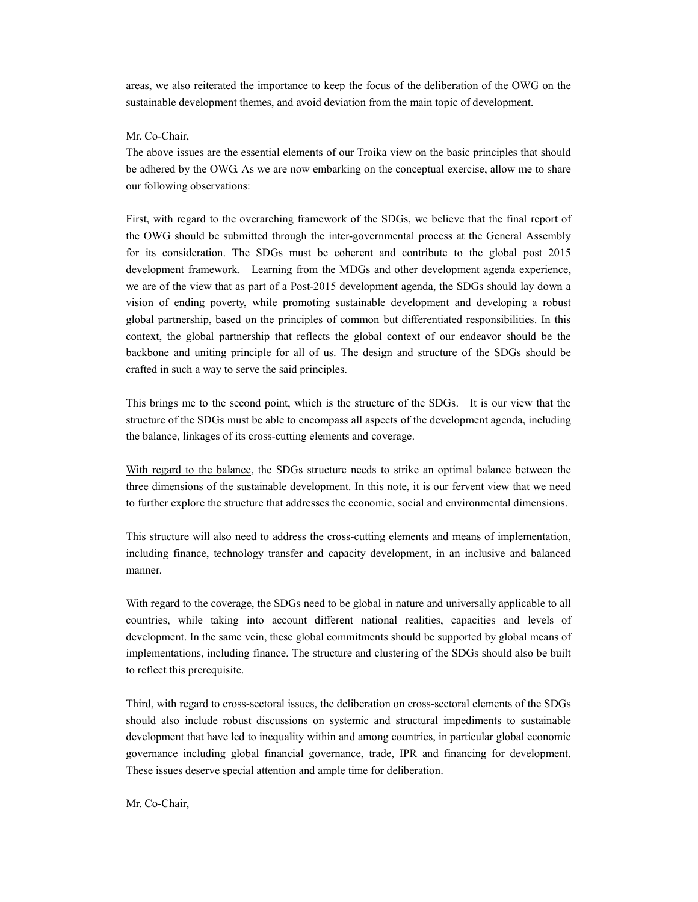areas, we also reiterated the importance to keep the focus of the deliberation of the OWG on the sustainable development themes, and avoid deviation from the main topic of development.

Mr. Co-Chair,

The above issues are the essential elements of our Troika view on the basic principles that should be adhered by the OWG. As we are now embarking on the conceptual exercise, allow me to share our following observations:

First, with regard to the overarching framework of the SDGs, we believe that the final report of the OWG should be submitted through the inter-governmental process at the General Assembly for its consideration. The SDGs must be coherent and contribute to the global post 2015 development framework. Learning from the MDGs and other development agenda experience, we are of the view that as part of a Post-2015 development agenda, the SDGs should lay down a vision of ending poverty, while promoting sustainable development and developing a robust global partnership, based on the principles of common but differentiated responsibilities. In this context, the global partnership that reflects the global context of our endeavor should be the backbone and uniting principle for all of us. The design and structure of the SDGs should be crafted in such a way to serve the said principles.

This brings me to the second point, which is the structure of the SDGs. It is our view that the structure of the SDGs must be able to encompass all aspects of the development agenda, including the balance, linkages of its cross-cutting elements and coverage.

<u>With regard to the balance</u>, the SDGs structure needs to strike an optimal balance between the three dimensions of the sustainable development. In this note, it is our fervent view that we need to further explore the structure that addresses the economic, social and environmental dimensions.

This structure will also need to address the <u>cross-cutting elements</u> and <u>means of implementation</u>, including finance, technology transfer and capacity development, in an inclusive and balanced manner.

<u>With regard to the coverage</u>, the SDGs need to be global in nature and universally applicable to all countries, while taking into account different national realities, capacities and levels of development. In the same vein, these global commitments should be supported by global means of implementations, including finance. The structure and clustering of the SDGs should also be built to reflect this prerequisite.

Third, with regard to cross-sectoral issues, the deliberation on cross-sectoral elements of the SDGs should also include robust discussions on systemic and structural impediments to sustainable development that have led to inequality within and among countries, in particular global economic governance including global financial governance, trade, IPR and financing for development. These issues deserve special attention and ample time for deliberation.

Mr. Co-Chair,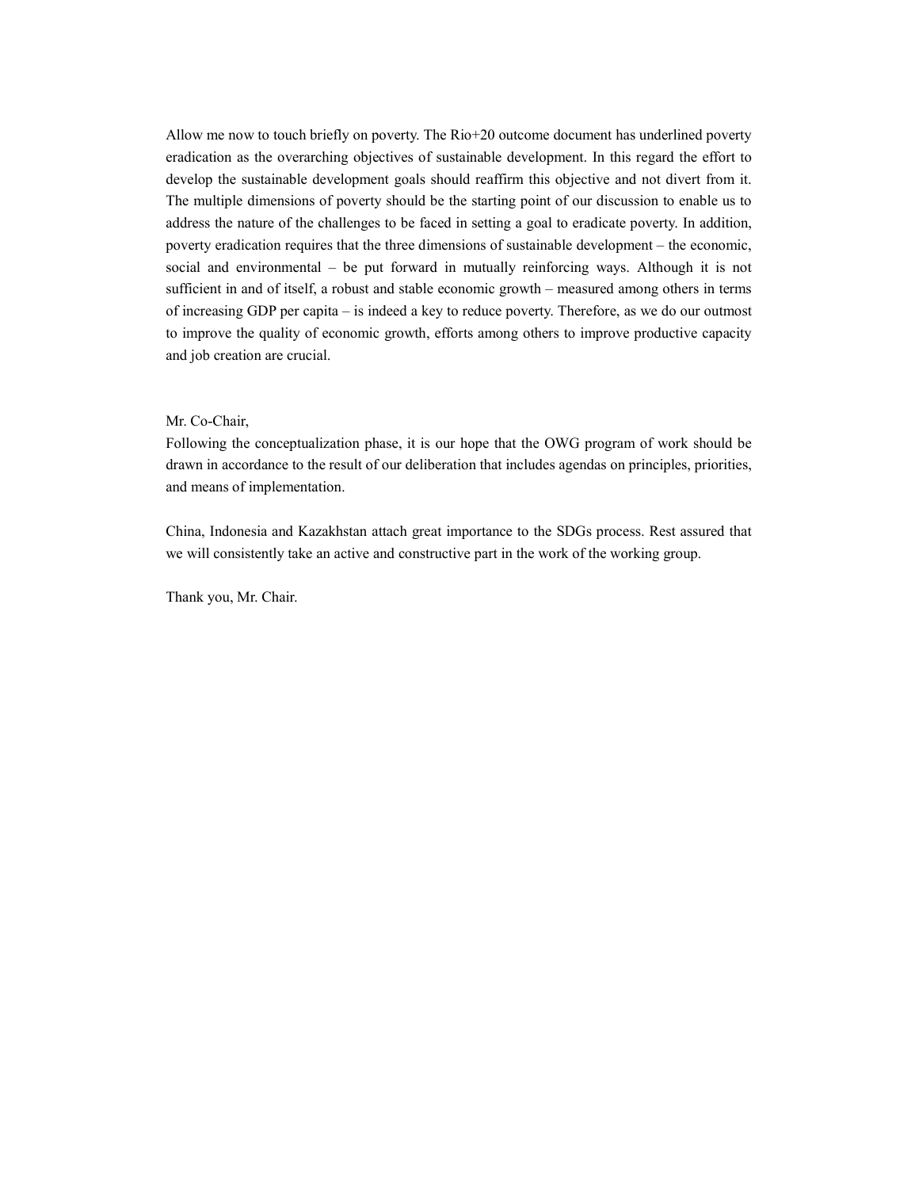Allow me now to touch briefly on poverty. The Rio+20 outcome document has underlined poverty eradication as the overarching objectives of sustainable development. In this regard the effort to develop the sustainable development goals should reaffirm this objective and not divert from it. The multiple dimensions of poverty should be the starting point of our discussion to enable us to address the nature of the challenges to be faced in setting a goal to eradicate poverty. In addition, poverty eradication requires that the three dimensions of sustainable development – the economic, social and environmental – be put forward in mutually reinforcing ways. Although it is not sufficient in and of itself, a robust and stable economic growth – measured among others in terms of increasing GDP per capita – is indeed a key to reduce poverty. Therefore, as we do our outmost to improve the quality of economic growth, efforts among others to improve productive capacity and job creation are crucial.

Mr. Co-Chair,

Following the conceptualization phase, it is our hope that the OWG program of work should be drawn in accordance to the result of our deliberation that includes agendas on principles, priorities, and means of implementation.

China, Indonesia and Kazakhstan attach great importance to the SDGs process. Rest assured that we will consistently take an active and constructive part in the work of the working group.

Thank you, Mr. Chair.